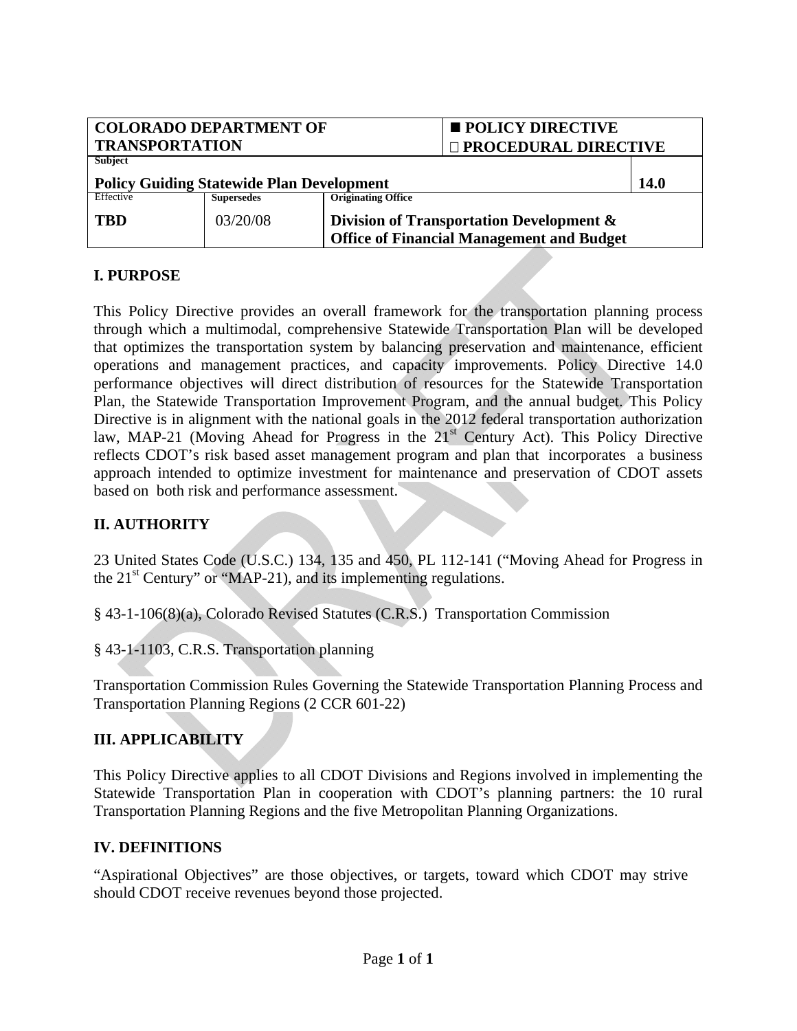| COLORADO DEPARTMENT OF TRANSPORTATION | | | ■ POLICY DIRECTIVE ☐ PROCEDURAL DIRECTIVE | |
|---|---|---|---|---|
| Subject **Policy Guiding Statewide Plan Development** | | | | **14.0** |
| Effective | Supersedes | Originating Office | | |
| **TBD** | 03/20/08 | **Division of Transportation Development & Office of Financial Management and Budget** | | |

## I. PURPOSE

This Policy Directive provides an overall framework for the transportation planning process through which a multimodal, comprehensive Statewide Transportation Plan will be developed that optimizes the transportation system by balancing preservation and maintenance, efficient operations and management practices, and capacity improvements. Policy Directive 14.0 performance objectives will direct distribution of resources for the Statewide Transportation Plan, the Statewide Transportation Improvement Program, and the annual budget. This Policy Directive is in alignment with the national goals in the 2012 federal transportation authorization law, MAP-21 (Moving Ahead for Progress in the 21st Century Act). This Policy Directive reflects CDOT's risk based asset management program and plan that incorporates a business approach intended to optimize investment for maintenance and preservation of CDOT assets based on both risk and performance assessment.

## II. AUTHORITY

23 United States Code (U.S.C.) 134, 135 and 450, PL 112-141 ("Moving Ahead for Progress in the 21st Century" or "MAP-21), and its implementing regulations.

§ 43-1-106(8)(a), Colorado Revised Statutes (C.R.S.) Transportation Commission

§ 43-1-1103, C.R.S. Transportation planning

Transportation Commission Rules Governing the Statewide Transportation Planning Process and Transportation Planning Regions (2 CCR 601-22)

## III. APPLICABILITY

This Policy Directive applies to all CDOT Divisions and Regions involved in implementing the Statewide Transportation Plan in cooperation with CDOT's planning partners: the 10 rural Transportation Planning Regions and the five Metropolitan Planning Organizations.

## IV. DEFINITIONS

"Aspirational Objectives" are those objectives, or targets, toward which CDOT may strive should CDOT receive revenues beyond those projected.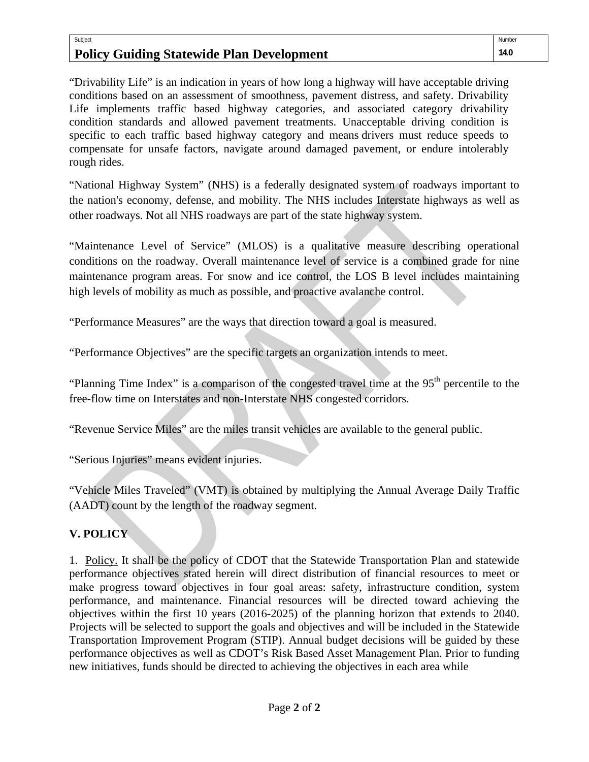"Drivability Life" is an indication in years of how long a highway will have acceptable driving conditions based on an assessment of smoothness, pavement distress, and safety. Drivability Life implements traffic based highway categories, and associated category drivability condition standards and allowed pavement treatments. Unacceptable driving condition is specific to each traffic based highway category and means drivers must reduce speeds to compensate for unsafe factors, navigate around damaged pavement, or endure intolerably rough rides.

"National Highway System" (NHS) is a federally designated system of roadways important to the nation's economy, defense, and mobility. The NHS includes Interstate highways as well as other roadways. Not all NHS roadways are part of the state highway system.

"Maintenance Level of Service" (MLOS) is a qualitative measure describing operational conditions on the roadway. Overall maintenance level of service is a combined grade for nine maintenance program areas. For snow and ice control, the LOS B level includes maintaining high levels of mobility as much as possible, and proactive avalanche control.

"Performance Measures" are the ways that direction toward a goal is measured.

"Performance Objectives" are the specific targets an organization intends to meet.

"Planning Time Index" is a comparison of the congested travel time at the 95th percentile to the free-flow time on Interstates and non-Interstate NHS congested corridors.

"Revenue Service Miles" are the miles transit vehicles are available to the general public.

"Serious Injuries" means evident injuries.

"Vehicle Miles Traveled" (VMT) is obtained by multiplying the Annual Average Daily Traffic (AADT) count by the length of the roadway segment.

## V. POLICY

1. Policy. It shall be the policy of CDOT that the Statewide Transportation Plan and statewide performance objectives stated herein will direct distribution of financial resources to meet or make progress toward objectives in four goal areas: safety, infrastructure condition, system performance, and maintenance. Financial resources will be directed toward achieving the objectives within the first 10 years (2016-2025) of the planning horizon that extends to 2040. Projects will be selected to support the goals and objectives and will be included in the Statewide Transportation Improvement Program (STIP). Annual budget decisions will be guided by these performance objectives as well as CDOT's Risk Based Asset Management Plan. Prior to funding new initiatives, funds should be directed to achieving the objectives in each area while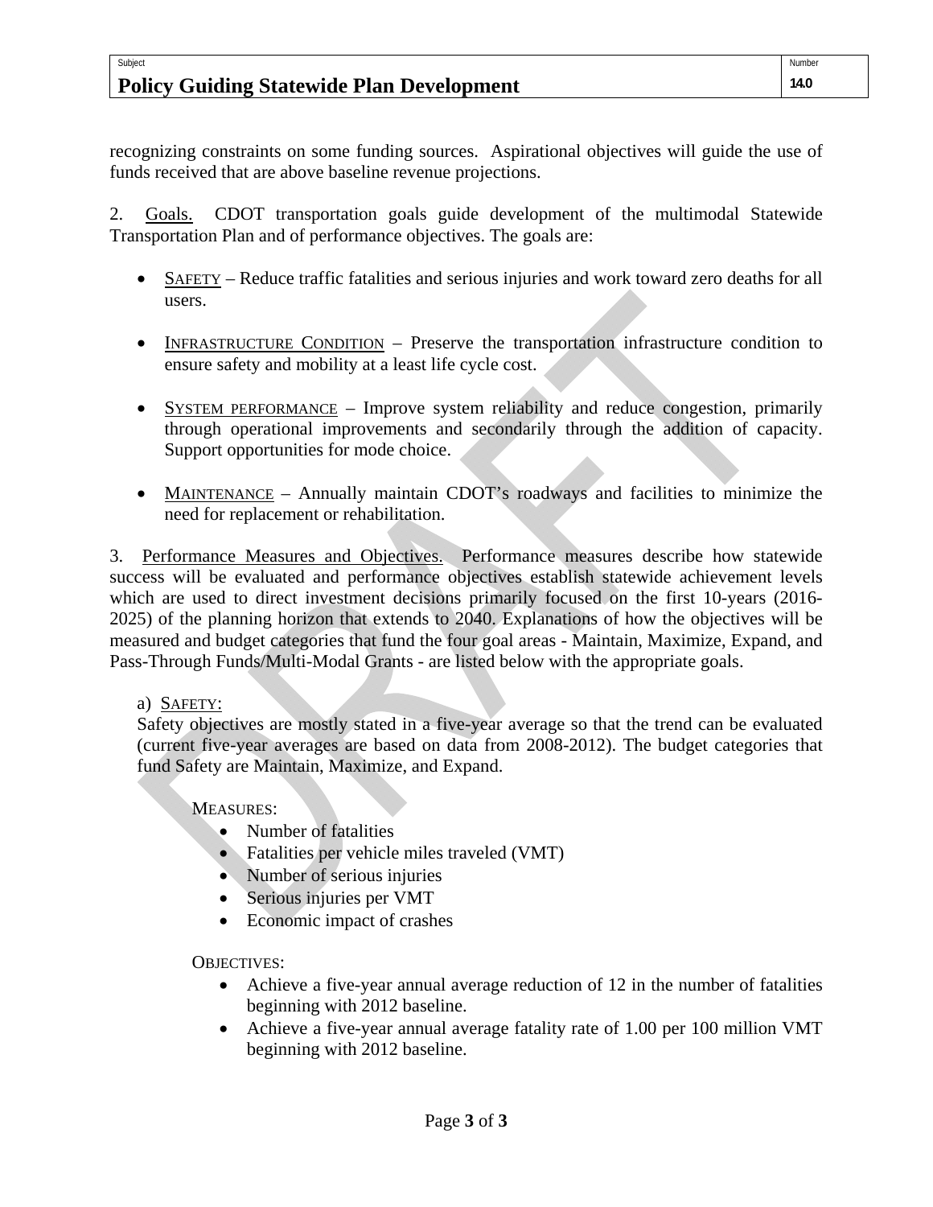recognizing constraints on some funding sources. Aspirational objectives will guide the use of funds received that are above baseline revenue projections.

2. Goals. CDOT transportation goals guide development of the multimodal Statewide Transportation Plan and of performance objectives. The goals are:

- SAFETY – Reduce traffic fatalities and serious injuries and work toward zero deaths for all users.
- INFRASTRUCTURE CONDITION – Preserve the transportation infrastructure condition to ensure safety and mobility at a least life cycle cost.
- SYSTEM PERFORMANCE – Improve system reliability and reduce congestion, primarily through operational improvements and secondarily through the addition of capacity. Support opportunities for mode choice.
- MAINTENANCE – Annually maintain CDOT's roadways and facilities to minimize the need for replacement or rehabilitation.

3. Performance Measures and Objectives. Performance measures describe how statewide success will be evaluated and performance objectives establish statewide achievement levels which are used to direct investment decisions primarily focused on the first 10-years (2016-2025) of the planning horizon that extends to 2040. Explanations of how the objectives will be measured and budget categories that fund the four goal areas - Maintain, Maximize, Expand, and Pass-Through Funds/Multi-Modal Grants - are listed below with the appropriate goals.

a) SAFETY:

Safety objectives are mostly stated in a five-year average so that the trend can be evaluated (current five-year averages are based on data from 2008-2012). The budget categories that fund Safety are Maintain, Maximize, and Expand.

MEASURES:

- Number of fatalities
- Fatalities per vehicle miles traveled (VMT)
- Number of serious injuries
- Serious injuries per VMT
- Economic impact of crashes

OBJECTIVES:

- Achieve a five-year annual average reduction of 12 in the number of fatalities beginning with 2012 baseline.
- Achieve a five-year annual average fatality rate of 1.00 per 100 million VMT beginning with 2012 baseline.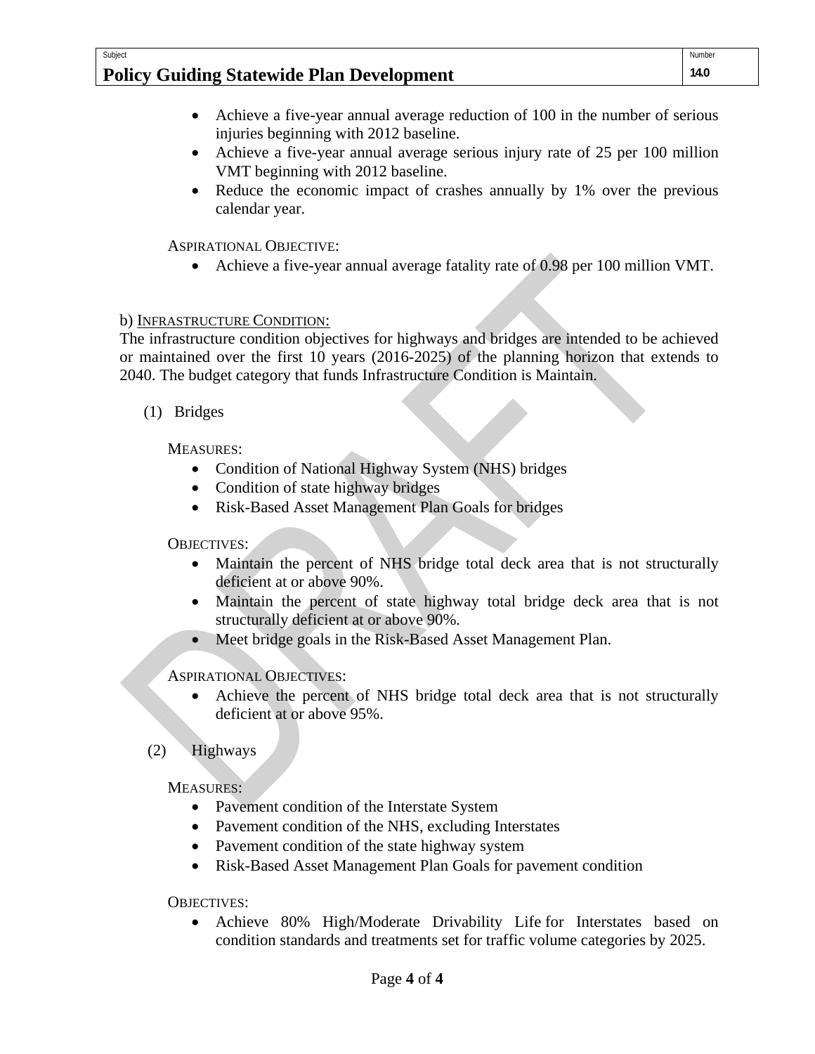- Achieve a five-year annual average reduction of 100 in the number of serious injuries beginning with 2012 baseline.
- Achieve a five-year annual average serious injury rate of 25 per 100 million VMT beginning with 2012 baseline.
- Reduce the economic impact of crashes annually by 1% over the previous calendar year.

ASPIRATIONAL OBJECTIVE:

- Achieve a five-year annual average fatality rate of 0.98 per 100 million VMT.

b) INFRASTRUCTURE CONDITION:

The infrastructure condition objectives for highways and bridges are intended to be achieved or maintained over the first 10 years (2016-2025) of the planning horizon that extends to 2040. The budget category that funds Infrastructure Condition is Maintain.

(1) Bridges

MEASURES:

- Condition of National Highway System (NHS) bridges
- Condition of state highway bridges
- Risk-Based Asset Management Plan Goals for bridges

OBJECTIVES:

- Maintain the percent of NHS bridge total deck area that is not structurally deficient at or above 90%.
- Maintain the percent of state highway total bridge deck area that is not structurally deficient at or above 90%.
- Meet bridge goals in the Risk-Based Asset Management Plan.

ASPIRATIONAL OBJECTIVES:

- Achieve the percent of NHS bridge total deck area that is not structurally deficient at or above 95%.

(2) Highways

MEASURES:

- Pavement condition of the Interstate System
- Pavement condition of the NHS, excluding Interstates
- Pavement condition of the state highway system
- Risk-Based Asset Management Plan Goals for pavement condition

OBJECTIVES:

- Achieve 80% High/Moderate Drivability Life for Interstates based on condition standards and treatments set for traffic volume categories by 2025.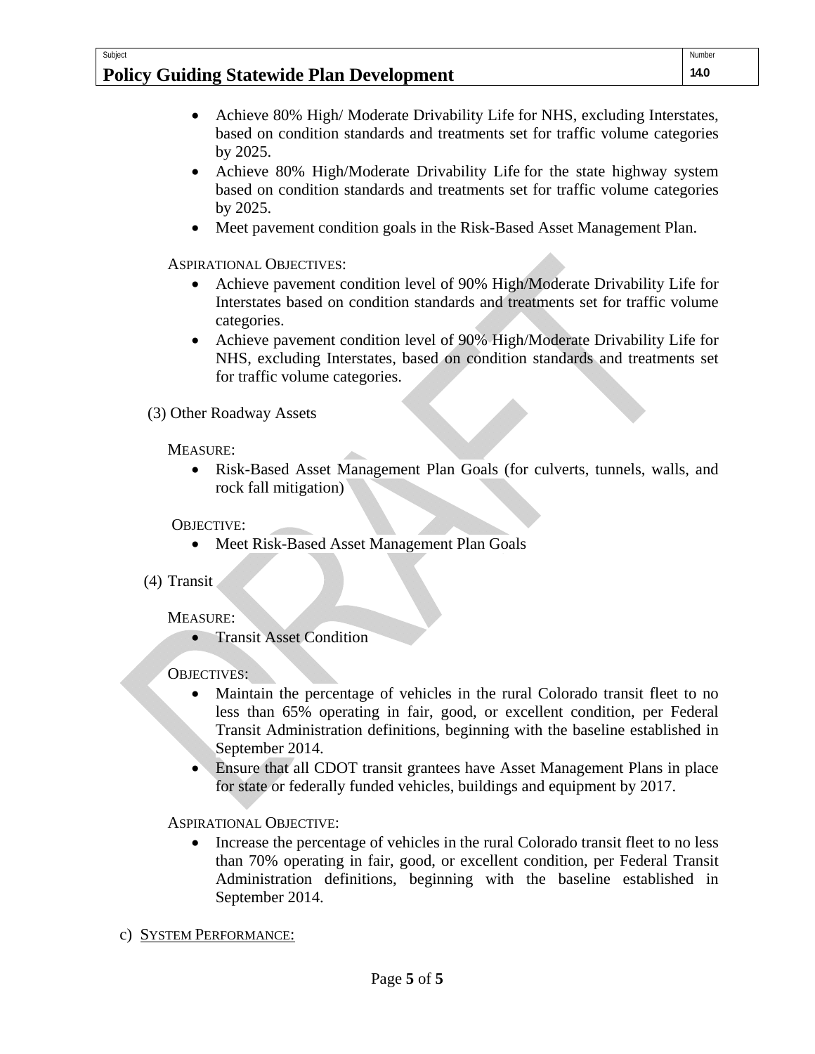- Achieve 80% High/ Moderate Drivability Life for NHS, excluding Interstates, based on condition standards and treatments set for traffic volume categories by 2025.
- Achieve 80% High/Moderate Drivability Life for the state highway system based on condition standards and treatments set for traffic volume categories by 2025.
- Meet pavement condition goals in the Risk-Based Asset Management Plan.

ASPIRATIONAL OBJECTIVES:

- Achieve pavement condition level of 90% High/Moderate Drivability Life for Interstates based on condition standards and treatments set for traffic volume categories.
- Achieve pavement condition level of 90% High/Moderate Drivability Life for NHS, excluding Interstates, based on condition standards and treatments set for traffic volume categories.

(3) Other Roadway Assets

MEASURE:

- Risk-Based Asset Management Plan Goals (for culverts, tunnels, walls, and rock fall mitigation)

OBJECTIVE:

- Meet Risk-Based Asset Management Plan Goals

(4) Transit

MEASURE:

- Transit Asset Condition

OBJECTIVES:

- Maintain the percentage of vehicles in the rural Colorado transit fleet to no less than 65% operating in fair, good, or excellent condition, per Federal Transit Administration definitions, beginning with the baseline established in September 2014.
- Ensure that all CDOT transit grantees have Asset Management Plans in place for state or federally funded vehicles, buildings and equipment by 2017.

ASPIRATIONAL OBJECTIVE:

- Increase the percentage of vehicles in the rural Colorado transit fleet to no less than 70% operating in fair, good, or excellent condition, per Federal Transit Administration definitions, beginning with the baseline established in September 2014.

c) SYSTEM PERFORMANCE: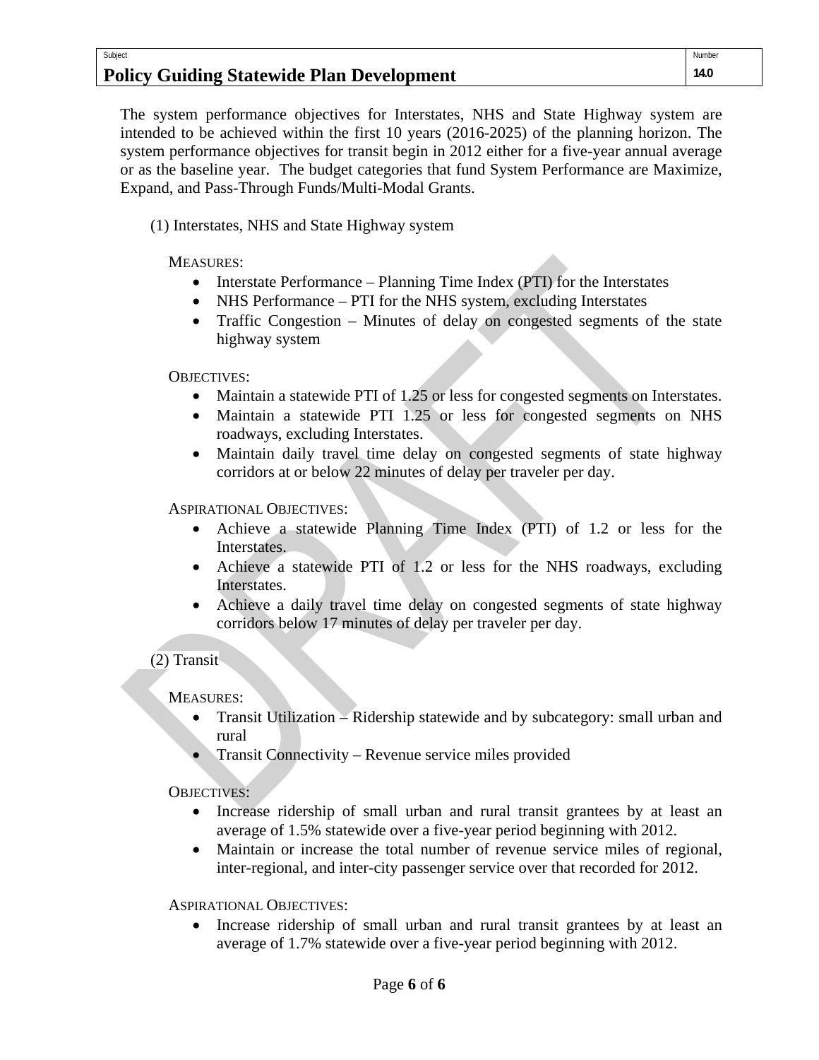The system performance objectives for Interstates, NHS and State Highway system are intended to be achieved within the first 10 years (2016-2025) of the planning horizon. The system performance objectives for transit begin in 2012 either for a five-year annual average or as the baseline year. The budget categories that fund System Performance are Maximize, Expand, and Pass-Through Funds/Multi-Modal Grants.

(1) Interstates, NHS and State Highway system

MEASURES:

- Interstate Performance – Planning Time Index (PTI) for the Interstates
- NHS Performance – PTI for the NHS system, excluding Interstates
- Traffic Congestion – Minutes of delay on congested segments of the state highway system

OBJECTIVES:

- Maintain a statewide PTI of 1.25 or less for congested segments on Interstates.
- Maintain a statewide PTI 1.25 or less for congested segments on NHS roadways, excluding Interstates.
- Maintain daily travel time delay on congested segments of state highway corridors at or below 22 minutes of delay per traveler per day.

ASPIRATIONAL OBJECTIVES:

- Achieve a statewide Planning Time Index (PTI) of 1.2 or less for the Interstates.
- Achieve a statewide PTI of 1.2 or less for the NHS roadways, excluding Interstates.
- Achieve a daily travel time delay on congested segments of state highway corridors below 17 minutes of delay per traveler per day.

(2) Transit

MEASURES:

- Transit Utilization – Ridership statewide and by subcategory: small urban and rural
- Transit Connectivity – Revenue service miles provided

OBJECTIVES:

- Increase ridership of small urban and rural transit grantees by at least an average of 1.5% statewide over a five-year period beginning with 2012.
- Maintain or increase the total number of revenue service miles of regional, inter-regional, and inter-city passenger service over that recorded for 2012.

ASPIRATIONAL OBJECTIVES:

- Increase ridership of small urban and rural transit grantees by at least an average of 1.7% statewide over a five-year period beginning with 2012.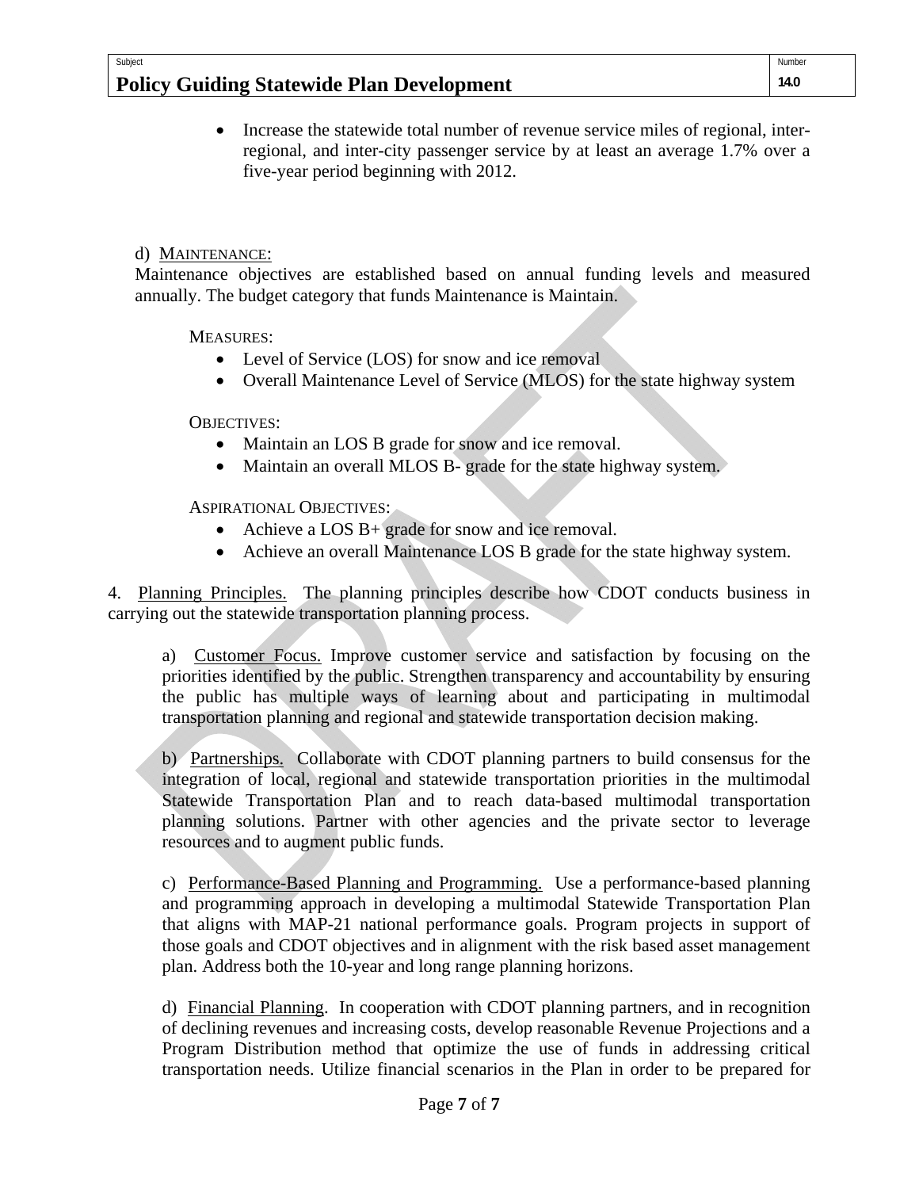- Increase the statewide total number of revenue service miles of regional, inter-regional, and inter-city passenger service by at least an average 1.7% over a five-year period beginning with 2012.

d) MAINTENANCE:

Maintenance objectives are established based on annual funding levels and measured annually. The budget category that funds Maintenance is Maintain.

MEASURES:

- Level of Service (LOS) for snow and ice removal
- Overall Maintenance Level of Service (MLOS) for the state highway system

OBJECTIVES:

- Maintain an LOS B grade for snow and ice removal.
- Maintain an overall MLOS B- grade for the state highway system.

ASPIRATIONAL OBJECTIVES:

- Achieve a LOS B+ grade for snow and ice removal.
- Achieve an overall Maintenance LOS B grade for the state highway system.

4. Planning Principles. The planning principles describe how CDOT conducts business in carrying out the statewide transportation planning process.

a) Customer Focus. Improve customer service and satisfaction by focusing on the priorities identified by the public. Strengthen transparency and accountability by ensuring the public has multiple ways of learning about and participating in multimodal transportation planning and regional and statewide transportation decision making.

b) Partnerships. Collaborate with CDOT planning partners to build consensus for the integration of local, regional and statewide transportation priorities in the multimodal Statewide Transportation Plan and to reach data-based multimodal transportation planning solutions. Partner with other agencies and the private sector to leverage resources and to augment public funds.

c) Performance-Based Planning and Programming. Use a performance-based planning and programming approach in developing a multimodal Statewide Transportation Plan that aligns with MAP-21 national performance goals. Program projects in support of those goals and CDOT objectives and in alignment with the risk based asset management plan. Address both the 10-year and long range planning horizons.

d) Financial Planning. In cooperation with CDOT planning partners, and in recognition of declining revenues and increasing costs, develop reasonable Revenue Projections and a Program Distribution method that optimize the use of funds in addressing critical transportation needs. Utilize financial scenarios in the Plan in order to be prepared for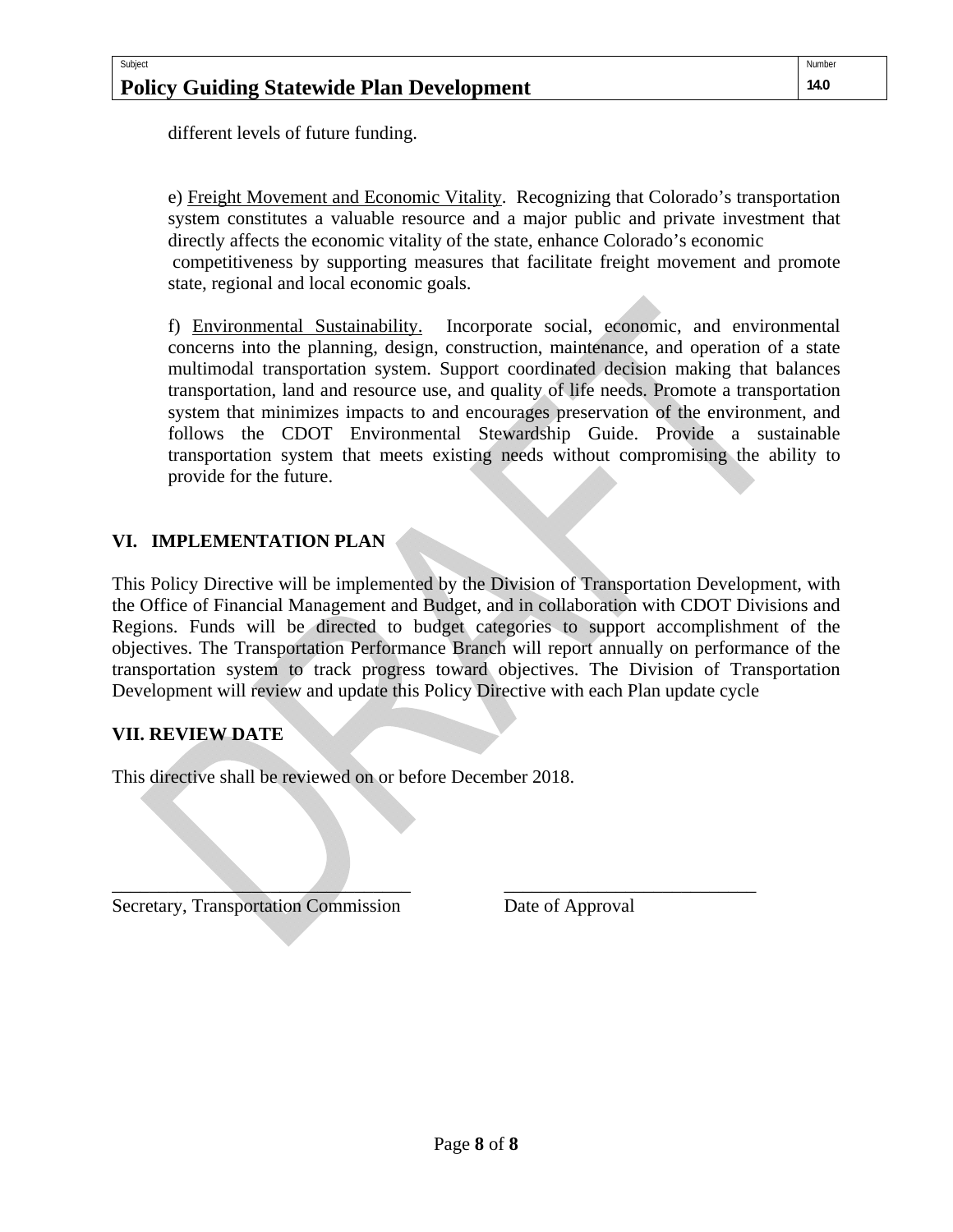different levels of future funding.

e) Freight Movement and Economic Vitality. Recognizing that Colorado's transportation system constitutes a valuable resource and a major public and private investment that directly affects the economic vitality of the state, enhance Colorado's economic competitiveness by supporting measures that facilitate freight movement and promote state, regional and local economic goals.

f) Environmental Sustainability. Incorporate social, economic, and environmental concerns into the planning, design, construction, maintenance, and operation of a state multimodal transportation system. Support coordinated decision making that balances transportation, land and resource use, and quality of life needs. Promote a transportation system that minimizes impacts to and encourages preservation of the environment, and follows the CDOT Environmental Stewardship Guide. Provide a sustainable transportation system that meets existing needs without compromising the ability to provide for the future.

## VI. IMPLEMENTATION PLAN

This Policy Directive will be implemented by the Division of Transportation Development, with the Office of Financial Management and Budget, and in collaboration with CDOT Divisions and Regions. Funds will be directed to budget categories to support accomplishment of the objectives. The Transportation Performance Branch will report annually on performance of the transportation system to track progress toward objectives. The Division of Transportation Development will review and update this Policy Directive with each Plan update cycle

## VII. REVIEW DATE

This directive shall be reviewed on or before December 2018.

\_\_\_\_\_\_\_\_\_\_\_\_\_\_\_\_\_\_\_\_\_\_\_\_\_\_\_\_\_\_\_\_ \_\_\_\_\_\_\_\_\_\_\_\_\_\_\_\_\_\_\_\_\_\_\_\_\_\_\_\_

Secretary, Transportation Commission Date of Approval